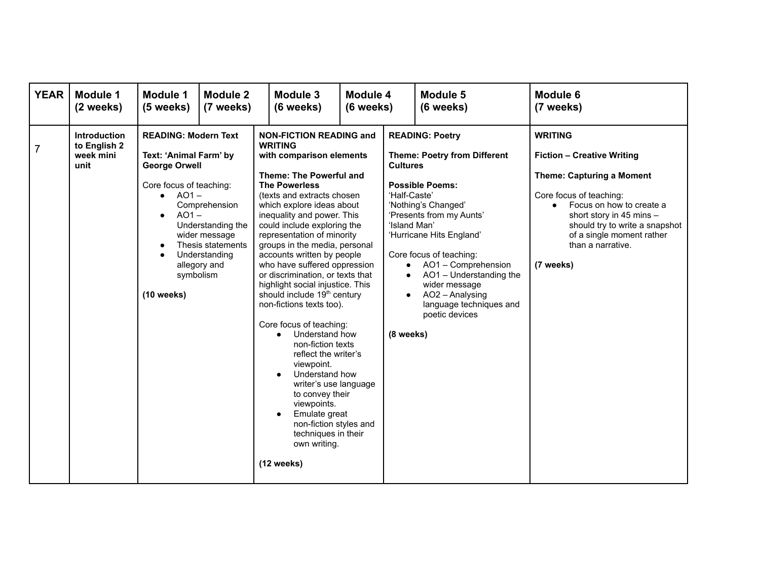| YEAR | Module 1 (2 weeks) | Module 1 (5 weeks) | Module 2 (7 weeks) | Module 3 (6 weeks) | Module 4 (6 weeks) | Module 5 (6 weeks) | Module 6 (7 weeks) |
|---|---|---|---|---|---|---|---|
| 7 | **Introduction to English 2 week mini unit** | **READING: Modern Text**<br><br>**Text: 'Animal Farm' by George Orwell**<br><br>Core focus of teaching:<br>• AO1 – Comprehension<br>• AO1 – Understanding the wider message<br>• Thesis statements<br>• Understanding allegory and symbolism<br><br>**(10 weeks)** | | **NON-FICTION READING and WRITING with comparison elements**<br><br>**Theme: The Powerful and The Powerless**<br>(texts and extracts chosen which explore ideas about inequality and power. This could include exploring the representation of minority groups in the media, personal accounts written by people who have suffered oppression or discrimination, or texts that highlight social injustice. This should include 19th century non-fictions texts too).<br><br>Core focus of teaching:<br>• Understand how non-fiction texts reflect the writer's viewpoint.<br>• Understand how writer's use language to convey their viewpoints.<br>• Emulate great non-fiction styles and techniques in their own writing.<br><br>**(12 weeks)** | | **READING: Poetry**<br><br>**Theme: Poetry from Different Cultures**<br><br>**Possible Poems:**<br>'Half-Caste'<br>'Nothing's Changed'<br>'Presents from my Aunts'<br>'Island Man'<br>'Hurricane Hits England'<br><br>Core focus of teaching:<br>• AO1 – Comprehension<br>• AO1 – Understanding the wider message<br>• AO2 – Analysing language techniques and poetic devices<br><br>**(8 weeks)** | **WRITING**<br><br>**Fiction – Creative Writing**<br><br>**Theme: Capturing a Moment**<br><br>Core focus of teaching:<br>• Focus on how to create a short story in 45 mins – should try to write a snapshot of a single moment rather than a narrative.<br><br>**(7 weeks)** |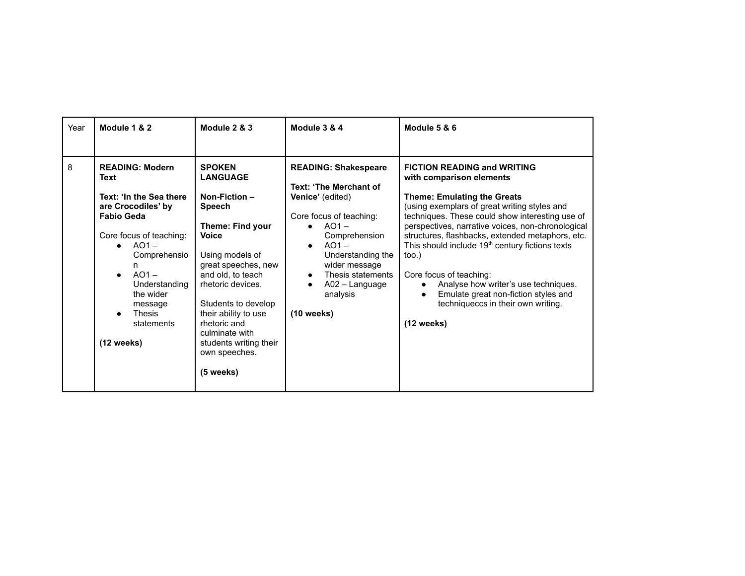| Year | Module 1 & 2 | Module 2 & 3 | Module 3 & 4 | Module 5 & 6 |
|---|---|---|---|---|
| 8 | **READING: Modern Text**<br><br>**Text: 'In the Sea there are Crocodiles' by Fabio Geda**<br><br>Core focus of teaching:<br>● AO1 – Comprehension<br>● AO1 – Understanding the wider message<br>● Thesis statements<br><br>**(12 weeks)** | **SPOKEN LANGUAGE**<br><br>**Non-Fiction – Speech**<br><br>**Theme: Find your Voice**<br><br>Using models of great speeches, new and old, to teach rhetoric devices.<br><br>Students to develop their ability to use rhetoric and culminate with students writing their own speeches.<br><br>**(5 weeks)** | **READING: Shakespeare**<br><br>**Text: 'The Merchant of Venice'** (edited)<br><br>Core focus of teaching:<br>● AO1 – Comprehension<br>● AO1 – Understanding the wider message<br>● Thesis statements<br>● A02 – Language analysis<br><br>**(10 weeks)** | **FICTION READING and WRITING with comparison elements**<br><br>**Theme: Emulating the Greats**<br>(using exemplars of great writing styles and techniques. These could show interesting use of perspectives, narrative voices, non-chronological structures, flashbacks, extended metaphors, etc. This should include 19th century fictions texts too.)<br><br>Core focus of teaching:<br>● Analyse how writer's use techniques.<br>● Emulate great non-fiction styles and techniqueccs in their own writing.<br><br>**(12 weeks)** |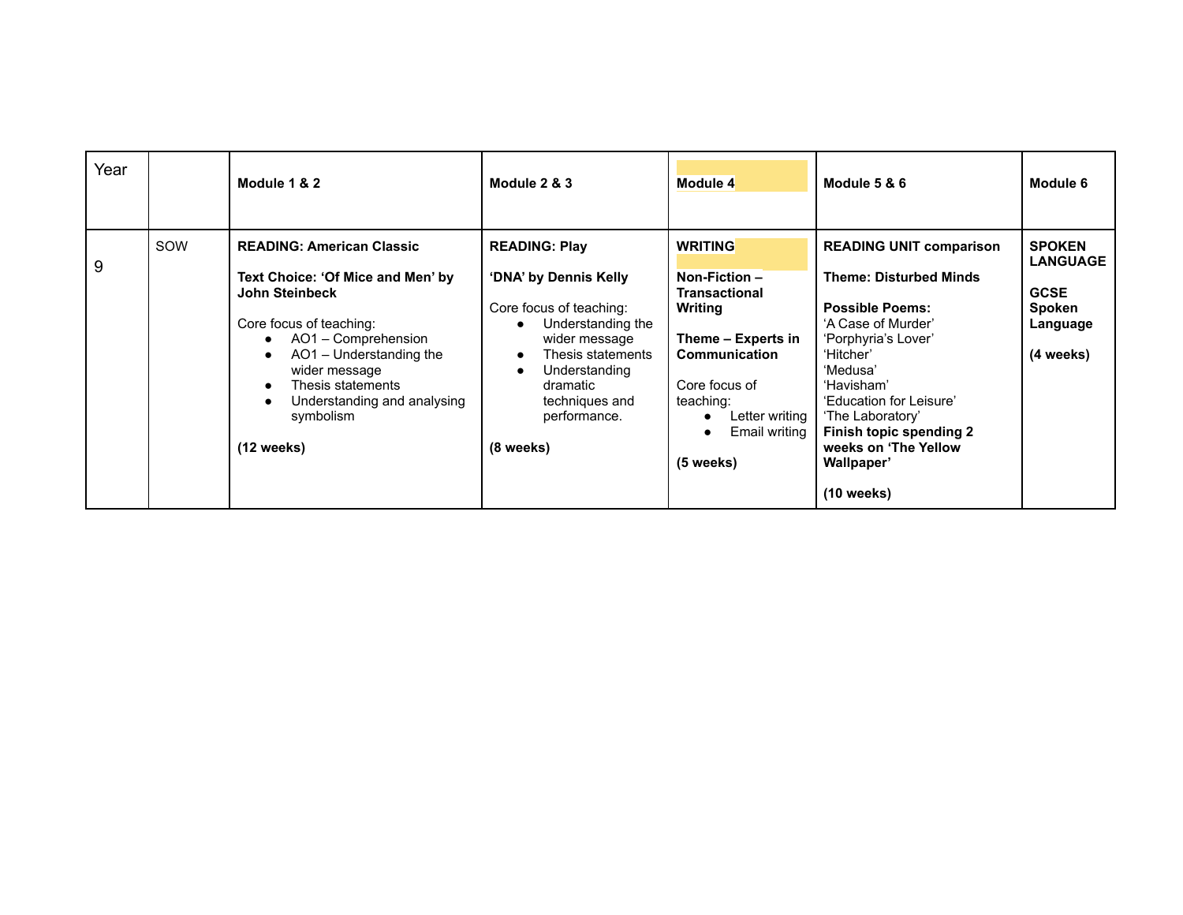| Year | | Module 1 & 2 | Module 2 & 3 | Module 4 | Module 5 & 6 | Module 6 |
|---|---|---|---|---|---|---|
| 9 | SOW | **READING: American Classic**<br><br>**Text Choice: 'Of Mice and Men' by John Steinbeck**<br><br>Core focus of teaching:<br>• AO1 – Comprehension<br>• AO1 – Understanding the wider message<br>• Thesis statements<br>• Understanding and analysing symbolism<br><br>**(12 weeks)** | **READING: Play**<br><br>**'DNA' by Dennis Kelly**<br><br>Core focus of teaching:<br>• Understanding the wider message<br>• Thesis statements<br>• Understanding dramatic techniques and performance.<br><br>**(8 weeks)** | **WRITING**<br><br>**Non-Fiction – Transactional Writing**<br><br>**Theme – Experts in Communication**<br><br>Core focus of teaching:<br>• Letter writing<br>• Email writing<br><br>**(5 weeks)** | **READING UNIT comparison**<br><br>**Theme: Disturbed Minds**<br><br>**Possible Poems:**<br>'A Case of Murder'<br>'Porphyria's Lover'<br>'Hitcher'<br>'Medusa'<br>'Havisham'<br>'Education for Leisure'<br>'The Laboratory'<br>**Finish topic spending 2 weeks on 'The Yellow Wallpaper'**<br><br>**(10 weeks)** | **SPOKEN LANGUAGE**<br><br>**GCSE Spoken Language**<br><br>**(4 weeks)** |